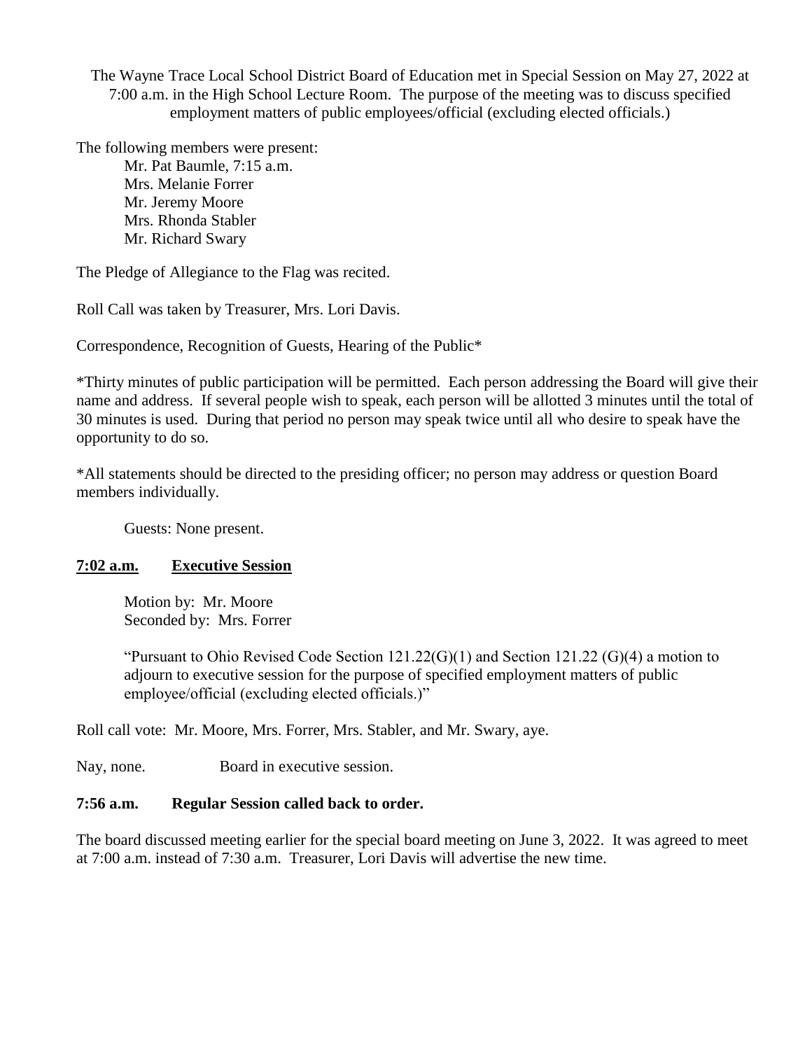The Wayne Trace Local School District Board of Education met in Special Session on May 27, 2022 at 7:00 a.m. in the High School Lecture Room. The purpose of the meeting was to discuss specified employment matters of public employees/official (excluding elected officials.)

The following members were present:

Mr. Pat Baumle, 7:15 a.m.
Mrs. Melanie Forrer
Mr. Jeremy Moore
Mrs. Rhonda Stabler
Mr. Richard Swary

The Pledge of Allegiance to the Flag was recited.

Roll Call was taken by Treasurer, Mrs. Lori Davis.

Correspondence, Recognition of Guests, Hearing of the Public*

*Thirty minutes of public participation will be permitted. Each person addressing the Board will give their name and address. If several people wish to speak, each person will be allotted 3 minutes until the total of 30 minutes is used. During that period no person may speak twice until all who desire to speak have the opportunity to do so.

*All statements should be directed to the presiding officer; no person may address or question Board members individually.

Guests: None present.

**<u>7:02 a.m.</u>   <u>Executive Session</u>**

Motion by: Mr. Moore
Seconded by: Mrs. Forrer

"Pursuant to Ohio Revised Code Section 121.22(G)(1) and Section 121.22 (G)(4) a motion to adjourn to executive session for the purpose of specified employment matters of public employee/official (excluding elected officials.)"

Roll call vote: Mr. Moore, Mrs. Forrer, Mrs. Stabler, and Mr. Swary, aye.

Nay, none.   Board in executive session.

**7:56 a.m.   Regular Session called back to order.**

The board discussed meeting earlier for the special board meeting on June 3, 2022. It was agreed to meet at 7:00 a.m. instead of 7:30 a.m. Treasurer, Lori Davis will advertise the new time.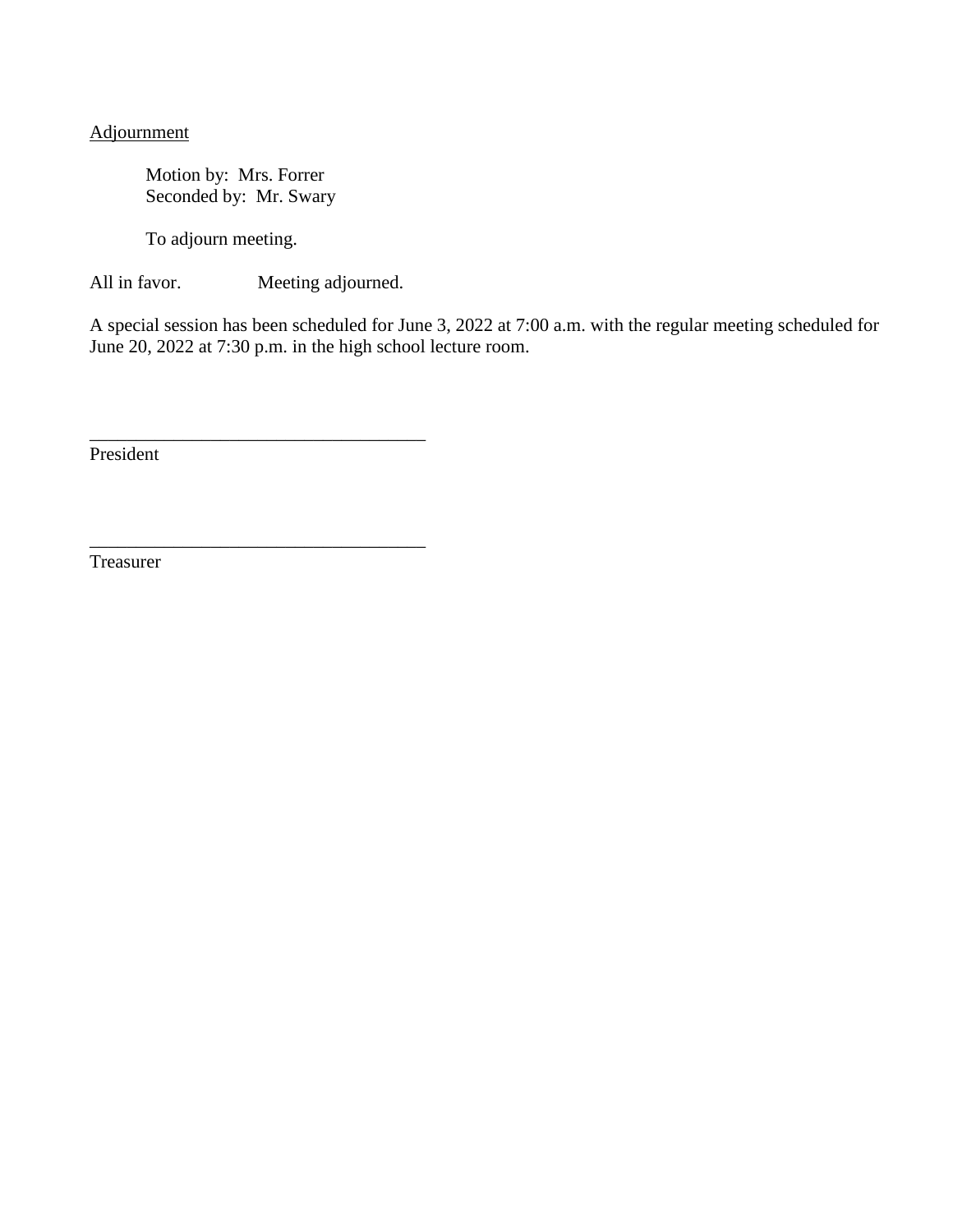Adjournment

Motion by: Mrs. Forrer
Seconded by: Mr. Swary

To adjourn meeting.

All in favor. Meeting adjourned.

A special session has been scheduled for June 3, 2022 at 7:00 a.m. with the regular meeting scheduled for June 20, 2022 at 7:30 p.m. in the high school lecture room.

____________________________________
President

____________________________________
Treasurer